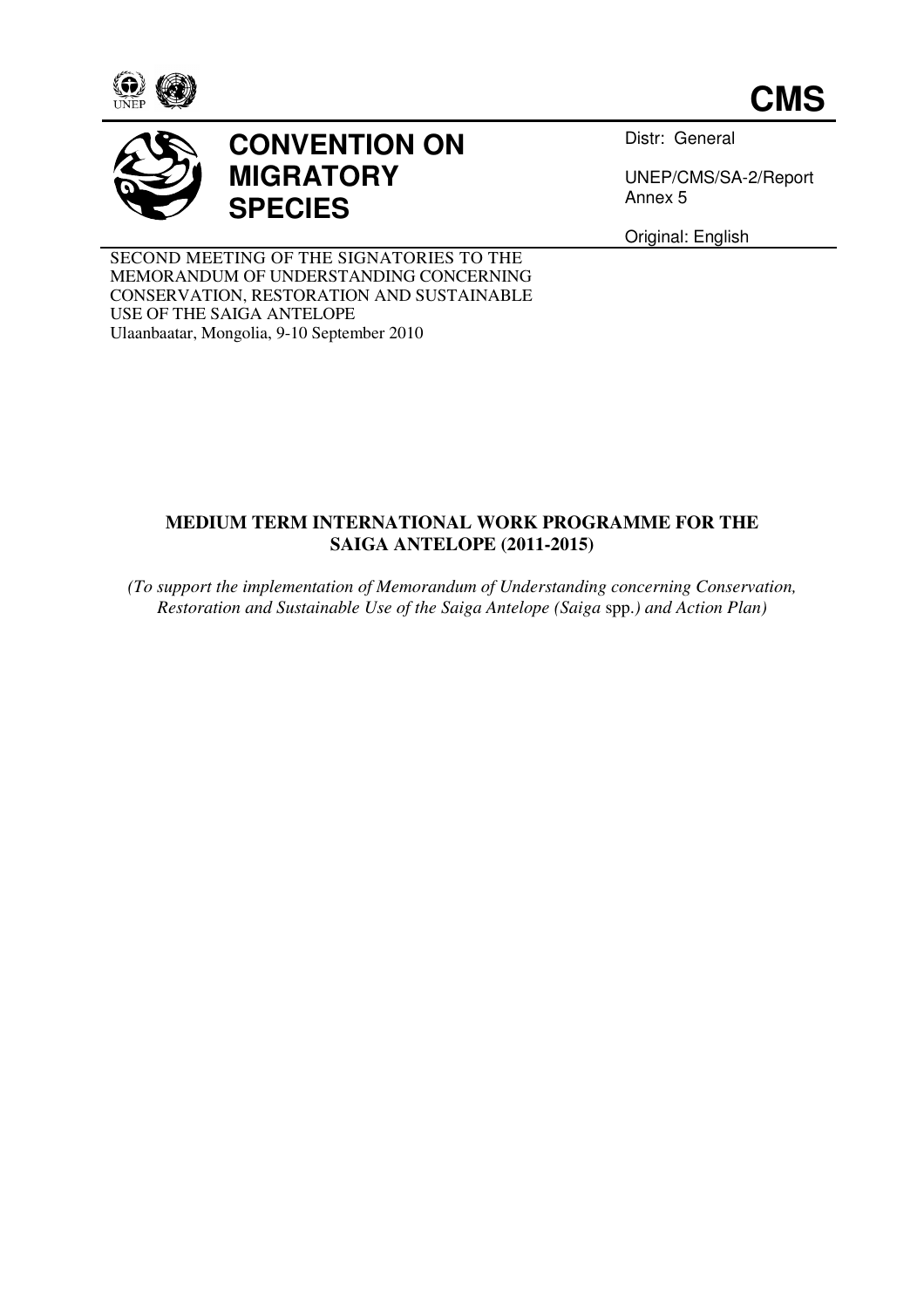**CMS**

# CONVENTION ON MIGRATORY SPECIES

Distr: General

UNEP/CMS/SA-2/Report
Annex 5

Original: English

SECOND MEETING OF THE SIGNATORIES TO THE MEMORANDUM OF UNDERSTANDING CONCERNING CONSERVATION, RESTORATION AND SUSTAINABLE USE OF THE SAIGA ANTELOPE
Ulaanbaatar, Mongolia, 9-10 September 2010

## MEDIUM TERM INTERNATIONAL WORK PROGRAMME FOR THE SAIGA ANTELOPE (2011-2015)

*(To support the implementation of Memorandum of Understanding concerning Conservation, Restoration and Sustainable Use of the Saiga Antelope (Saiga* spp.*) and Action Plan)*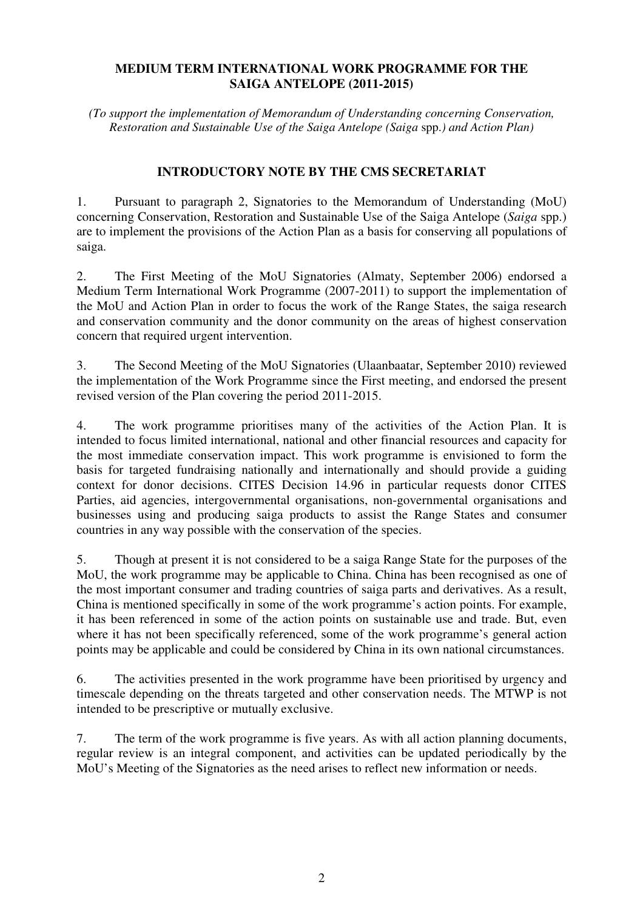# MEDIUM TERM INTERNATIONAL WORK PROGRAMME FOR THE SAIGA ANTELOPE (2011-2015)

*(To support the implementation of Memorandum of Understanding concerning Conservation, Restoration and Sustainable Use of the Saiga Antelope (Saiga* spp.*) and Action Plan)*

## INTRODUCTORY NOTE BY THE CMS SECRETARIAT

1. Pursuant to paragraph 2, Signatories to the Memorandum of Understanding (MoU) concerning Conservation, Restoration and Sustainable Use of the Saiga Antelope (*Saiga* spp.) are to implement the provisions of the Action Plan as a basis for conserving all populations of saiga.

2. The First Meeting of the MoU Signatories (Almaty, September 2006) endorsed a Medium Term International Work Programme (2007-2011) to support the implementation of the MoU and Action Plan in order to focus the work of the Range States, the saiga research and conservation community and the donor community on the areas of highest conservation concern that required urgent intervention.

3. The Second Meeting of the MoU Signatories (Ulaanbaatar, September 2010) reviewed the implementation of the Work Programme since the First meeting, and endorsed the present revised version of the Plan covering the period 2011-2015.

4. The work programme prioritises many of the activities of the Action Plan. It is intended to focus limited international, national and other financial resources and capacity for the most immediate conservation impact. This work programme is envisioned to form the basis for targeted fundraising nationally and internationally and should provide a guiding context for donor decisions. CITES Decision 14.96 in particular requests donor CITES Parties, aid agencies, intergovernmental organisations, non-governmental organisations and businesses using and producing saiga products to assist the Range States and consumer countries in any way possible with the conservation of the species.

5. Though at present it is not considered to be a saiga Range State for the purposes of the MoU, the work programme may be applicable to China. China has been recognised as one of the most important consumer and trading countries of saiga parts and derivatives. As a result, China is mentioned specifically in some of the work programme's action points. For example, it has been referenced in some of the action points on sustainable use and trade. But, even where it has not been specifically referenced, some of the work programme's general action points may be applicable and could be considered by China in its own national circumstances.

6. The activities presented in the work programme have been prioritised by urgency and timescale depending on the threats targeted and other conservation needs. The MTWP is not intended to be prescriptive or mutually exclusive.

7. The term of the work programme is five years. As with all action planning documents, regular review is an integral component, and activities can be updated periodically by the MoU's Meeting of the Signatories as the need arises to reflect new information or needs.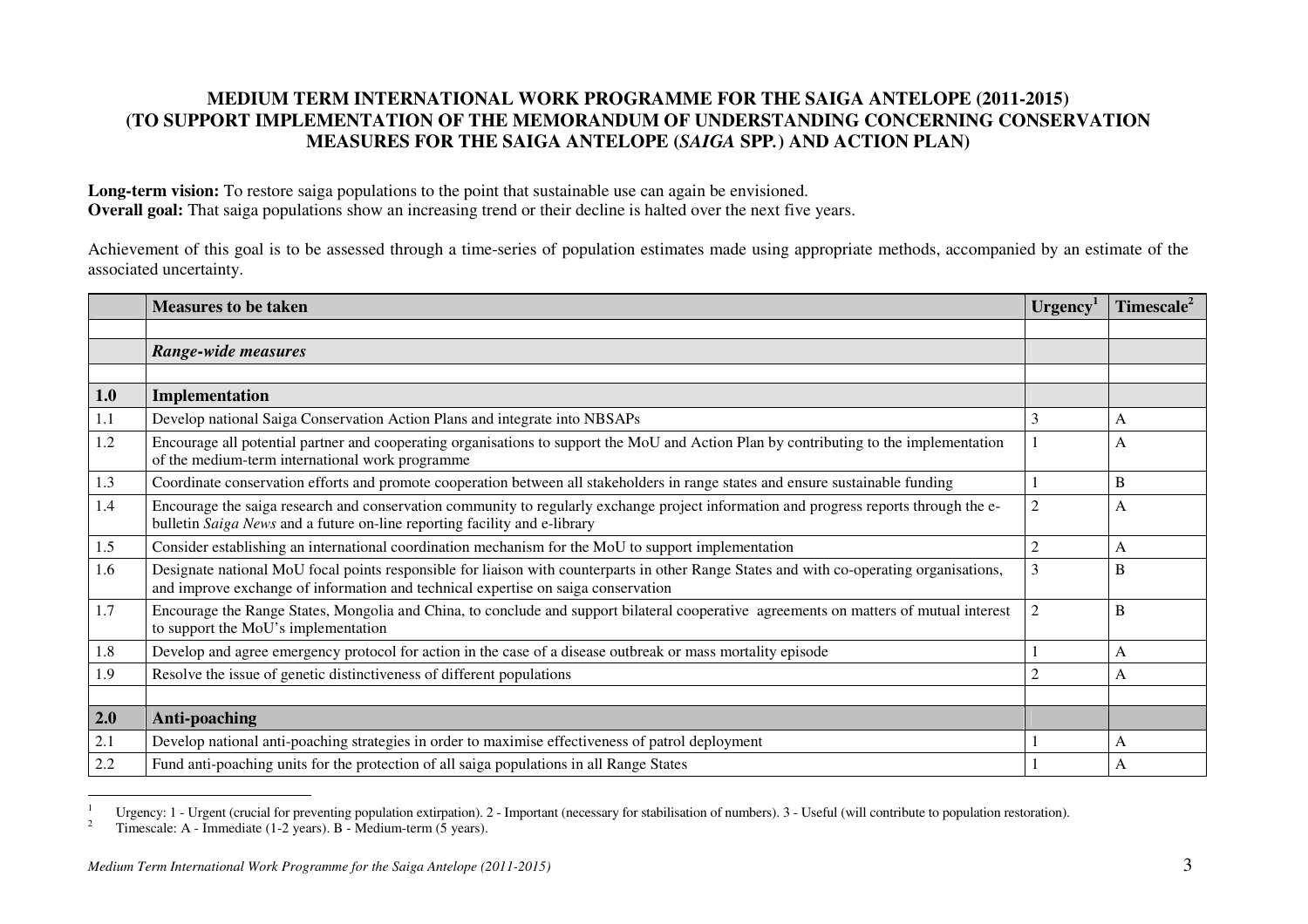**MEDIUM TERM INTERNATIONAL WORK PROGRAMME FOR THE SAIGA ANTELOPE (2011-2015)**
**(TO SUPPORT IMPLEMENTATION OF THE MEMORANDUM OF UNDERSTANDING CONCERNING CONSERVATION MEASURES FOR THE SAIGA ANTELOPE (*SAIGA* SPP.) AND ACTION PLAN)**

**Long-term vision:** To restore saiga populations to the point that sustainable use can again be envisioned.
**Overall goal:** That saiga populations show an increasing trend or their decline is halted over the next five years.

Achievement of this goal is to be assessed through a time-series of population estimates made using appropriate methods, accompanied by an estimate of the associated uncertainty.

| | Measures to be taken | Urgency[1] | Timescale[2] |
|---|---|---|---|
| | | | |
| | ***Range-wide measures*** | | |
| | | | |
| **1.0** | **Implementation** | | |
| 1.1 | Develop national Saiga Conservation Action Plans and integrate into NBSAPs | 3 | A |
| 1.2 | Encourage all potential partner and cooperating organisations to support the MoU and Action Plan by contributing to the implementation of the medium-term international work programme | 1 | A |
| 1.3 | Coordinate conservation efforts and promote cooperation between all stakeholders in range states and ensure sustainable funding | 1 | B |
| 1.4 | Encourage the saiga research and conservation community to regularly exchange project information and progress reports through the e-bulletin *Saiga News* and a future on-line reporting facility and e-library | 2 | A |
| 1.5 | Consider establishing an international coordination mechanism for the MoU to support implementation | 2 | A |
| 1.6 | Designate national MoU focal points responsible for liaison with counterparts in other Range States and with co-operating organisations, and improve exchange of information and technical expertise on saiga conservation | 3 | B |
| 1.7 | Encourage the Range States, Mongolia and China, to conclude and support bilateral cooperative agreements on matters of mutual interest to support the MoU's implementation | 2 | B |
| 1.8 | Develop and agree emergency protocol for action in the case of a disease outbreak or mass mortality episode | 1 | A |
| 1.9 | Resolve the issue of genetic distinctiveness of different populations | 2 | A |
| | | | |
| **2.0** | **Anti-poaching** | | |
| 2.1 | Develop national anti-poaching strategies in order to maximise effectiveness of patrol deployment | 1 | A |
| 2.2 | Fund anti-poaching units for the protection of all saiga populations in all Range States | 1 | A |

[1] Urgency: 1 - Urgent (crucial for preventing population extirpation). 2 - Important (necessary for stabilisation of numbers). 3 - Useful (will contribute to population restoration).
[2] Timescale: A - Immediate (1-2 years). B - Medium-term (5 years).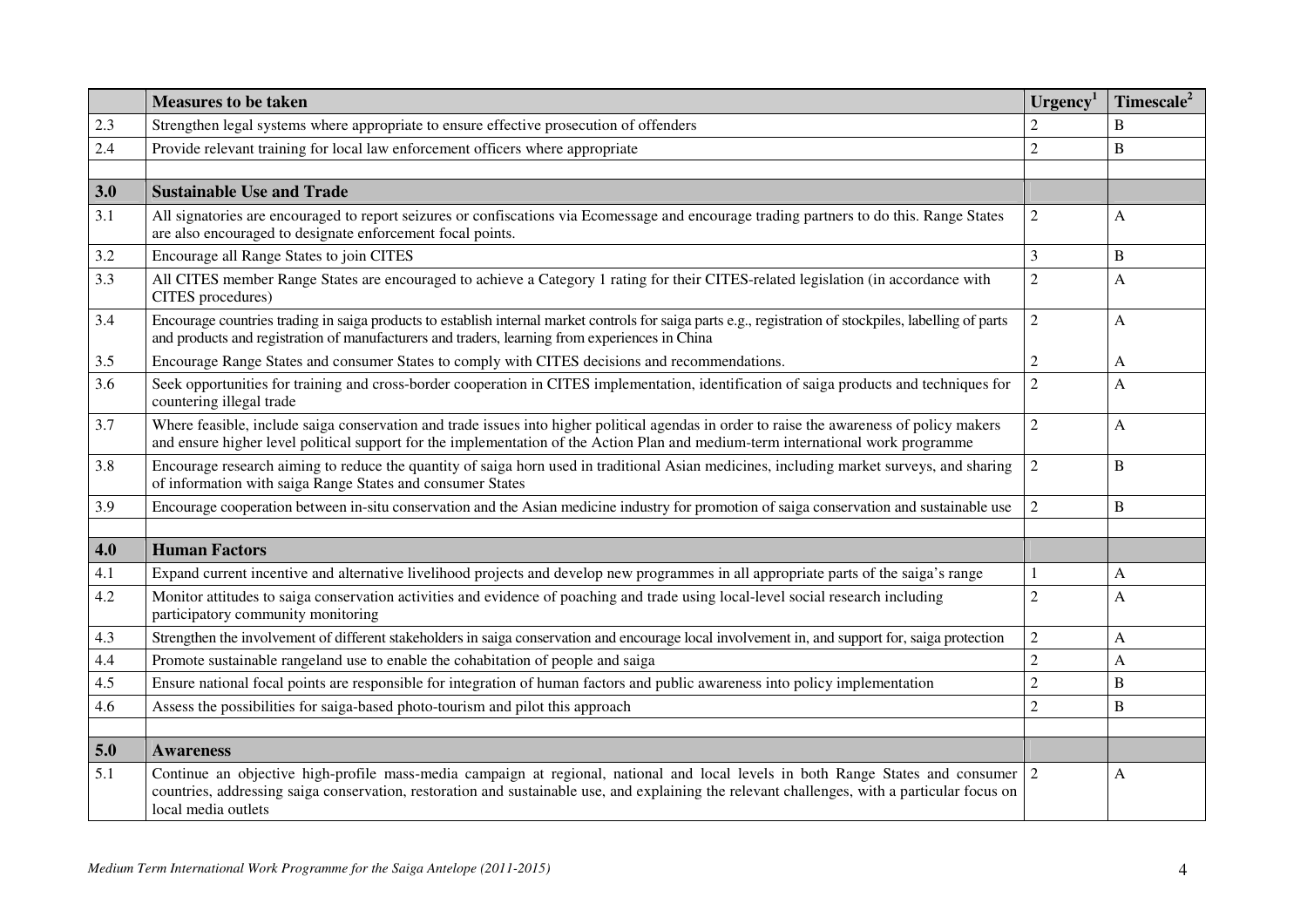| | Measures to be taken | Urgency[1] | Timescale[2] |
|---|---|---|---|
| 2.3 | Strengthen legal systems where appropriate to ensure effective prosecution of offenders | 2 | B |
| 2.4 | Provide relevant training for local law enforcement officers where appropriate | 2 | B |
| | | | |
| **3.0** | **Sustainable Use and Trade** | | |
| 3.1 | All signatories are encouraged to report seizures or confiscations via Ecomessage and encourage trading partners to do this. Range States are also encouraged to designate enforcement focal points. | 2 | A |
| 3.2 | Encourage all Range States to join CITES | 3 | B |
| 3.3 | All CITES member Range States are encouraged to achieve a Category 1 rating for their CITES-related legislation (in accordance with CITES procedures) | 2 | A |
| 3.4 | Encourage countries trading in saiga products to establish internal market controls for saiga parts e.g., registration of stockpiles, labelling of parts and products and registration of manufacturers and traders, learning from experiences in China | 2 | A |
| 3.5 | Encourage Range States and consumer States to comply with CITES decisions and recommendations. | 2 | A |
| 3.6 | Seek opportunities for training and cross-border cooperation in CITES implementation, identification of saiga products and techniques for countering illegal trade | 2 | A |
| 3.7 | Where feasible, include saiga conservation and trade issues into higher political agendas in order to raise the awareness of policy makers and ensure higher level political support for the implementation of the Action Plan and medium-term international work programme | 2 | A |
| 3.8 | Encourage research aiming to reduce the quantity of saiga horn used in traditional Asian medicines, including market surveys, and sharing of information with saiga Range States and consumer States | 2 | B |
| 3.9 | Encourage cooperation between in-situ conservation and the Asian medicine industry for promotion of saiga conservation and sustainable use | 2 | B |
| | | | |
| **4.0** | **Human Factors** | | |
| 4.1 | Expand current incentive and alternative livelihood projects and develop new programmes in all appropriate parts of the saiga's range | 1 | A |
| 4.2 | Monitor attitudes to saiga conservation activities and evidence of poaching and trade using local-level social research including participatory community monitoring | 2 | A |
| 4.3 | Strengthen the involvement of different stakeholders in saiga conservation and encourage local involvement in, and support for, saiga protection | 2 | A |
| 4.4 | Promote sustainable rangeland use to enable the cohabitation of people and saiga | 2 | A |
| 4.5 | Ensure national focal points are responsible for integration of human factors and public awareness into policy implementation | 2 | B |
| 4.6 | Assess the possibilities for saiga-based photo-tourism and pilot this approach | 2 | B |
| | | | |
| **5.0** | **Awareness** | | |
| 5.1 | Continue an objective high-profile mass-media campaign at regional, national and local levels in both Range States and consumer countries, addressing saiga conservation, restoration and sustainable use, and explaining the relevant challenges, with a particular focus on local media outlets | 2 | A |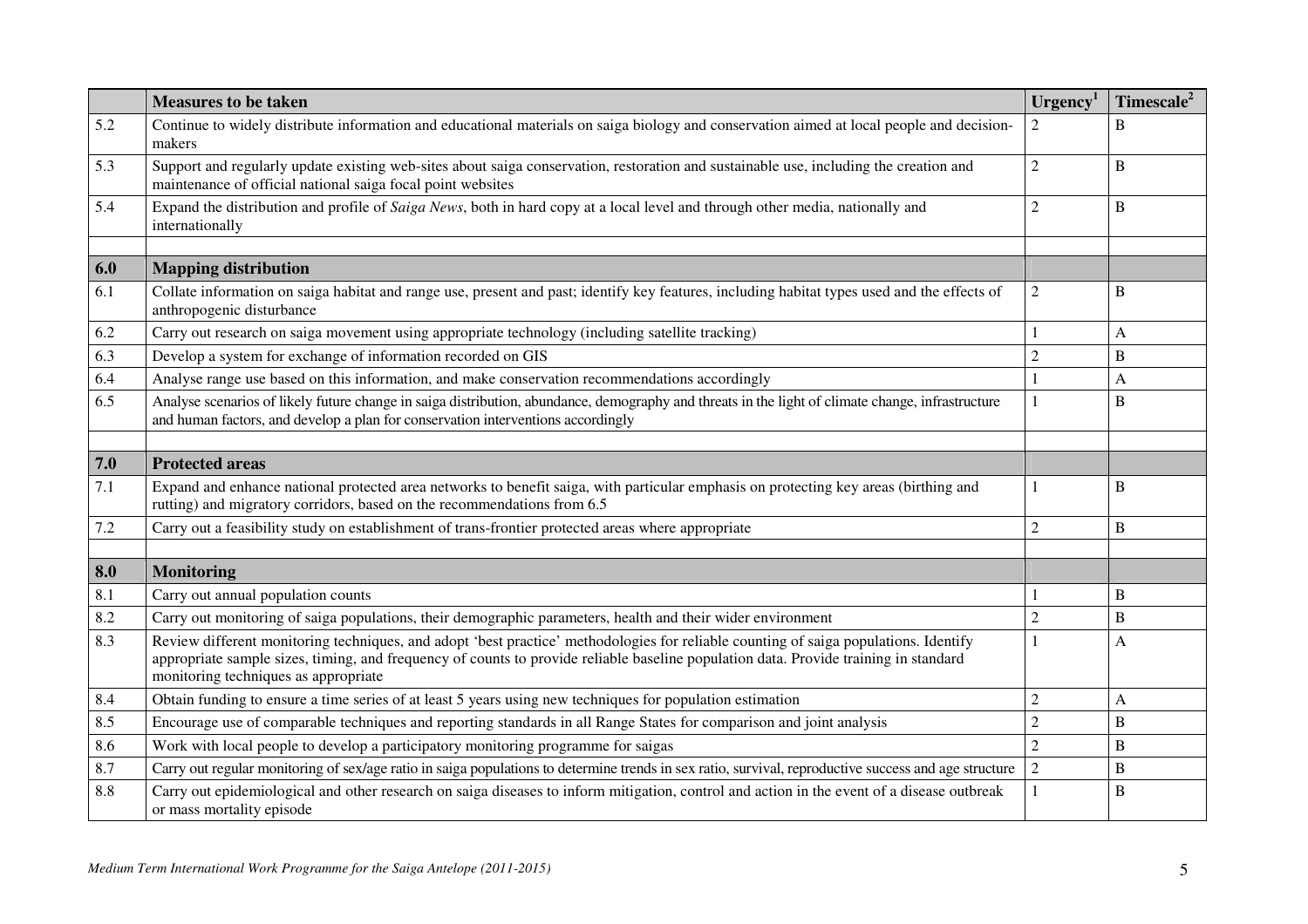| | **Measures to be taken** | **Urgency[1]** | **Timescale[2]** |
|---|---|---|---|
| 5.2 | Continue to widely distribute information and educational materials on saiga biology and conservation aimed at local people and decision-makers | 2 | B |
| 5.3 | Support and regularly update existing web-sites about saiga conservation, restoration and sustainable use, including the creation and maintenance of official national saiga focal point websites | 2 | B |
| 5.4 | Expand the distribution and profile of *Saiga News*, both in hard copy at a local level and through other media, nationally and internationally | 2 | B |
| | | | |
| **6.0** | **Mapping distribution** | | |
| 6.1 | Collate information on saiga habitat and range use, present and past; identify key features, including habitat types used and the effects of anthropogenic disturbance | 2 | B |
| 6.2 | Carry out research on saiga movement using appropriate technology (including satellite tracking) | 1 | A |
| 6.3 | Develop a system for exchange of information recorded on GIS | 2 | B |
| 6.4 | Analyse range use based on this information, and make conservation recommendations accordingly | 1 | A |
| 6.5 | Analyse scenarios of likely future change in saiga distribution, abundance, demography and threats in the light of climate change, infrastructure and human factors, and develop a plan for conservation interventions accordingly | 1 | B |
| | | | |
| **7.0** | **Protected areas** | | |
| 7.1 | Expand and enhance national protected area networks to benefit saiga, with particular emphasis on protecting key areas (birthing and rutting) and migratory corridors, based on the recommendations from 6.5 | 1 | B |
| 7.2 | Carry out a feasibility study on establishment of trans-frontier protected areas where appropriate | 2 | B |
| | | | |
| **8.0** | **Monitoring** | | |
| 8.1 | Carry out annual population counts | 1 | B |
| 8.2 | Carry out monitoring of saiga populations, their demographic parameters, health and their wider environment | 2 | B |
| 8.3 | Review different monitoring techniques, and adopt 'best practice' methodologies for reliable counting of saiga populations. Identify appropriate sample sizes, timing, and frequency of counts to provide reliable baseline population data. Provide training in standard monitoring techniques as appropriate | 1 | A |
| 8.4 | Obtain funding to ensure a time series of at least 5 years using new techniques for population estimation | 2 | A |
| 8.5 | Encourage use of comparable techniques and reporting standards in all Range States for comparison and joint analysis | 2 | B |
| 8.6 | Work with local people to develop a participatory monitoring programme for saigas | 2 | B |
| 8.7 | Carry out regular monitoring of sex/age ratio in saiga populations to determine trends in sex ratio, survival, reproductive success and age structure | 2 | B |
| 8.8 | Carry out epidemiological and other research on saiga diseases to inform mitigation, control and action in the event of a disease outbreak or mass mortality episode | 1 | B |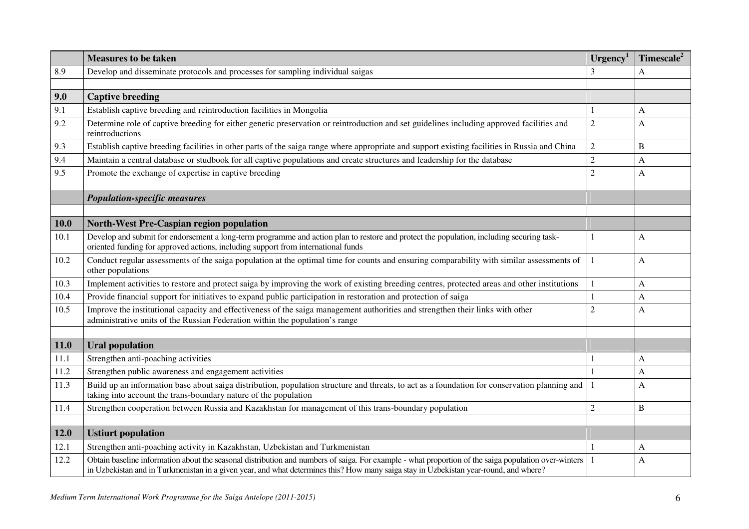| | Measures to be taken | Urgency[1] | Timescale[2] |
|---|---|---|---|
| 8.9 | Develop and disseminate protocols and processes for sampling individual saigas | 3 | A |
| | | | |
| **9.0** | **Captive breeding** | | |
| 9.1 | Establish captive breeding and reintroduction facilities in Mongolia | 1 | A |
| 9.2 | Determine role of captive breeding for either genetic preservation or reintroduction and set guidelines including approved facilities and reintroductions | 2 | A |
| 9.3 | Establish captive breeding facilities in other parts of the saiga range where appropriate and support existing facilities in Russia and China | 2 | B |
| 9.4 | Maintain a central database or studbook for all captive populations and create structures and leadership for the database | 2 | A |
| 9.5 | Promote the exchange of expertise in captive breeding | 2 | A |
| | ***Population-specific measures*** | | |
| | | | |
| **10.0** | **North-West Pre-Caspian region population** | | |
| 10.1 | Develop and submit for endorsement a long-term programme and action plan to restore and protect the population, including securing task-oriented funding for approved actions, including support from international funds | 1 | A |
| 10.2 | Conduct regular assessments of the saiga population at the optimal time for counts and ensuring comparability with similar assessments of other populations | 1 | A |
| 10.3 | Implement activities to restore and protect saiga by improving the work of existing breeding centres, protected areas and other institutions | 1 | A |
| 10.4 | Provide financial support for initiatives to expand public participation in restoration and protection of saiga | 1 | A |
| 10.5 | Improve the institutional capacity and effectiveness of the saiga management authorities and strengthen their links with other administrative units of the Russian Federation within the population's range | 2 | A |
| | | | |
| **11.0** | **Ural population** | | |
| 11.1 | Strengthen anti-poaching activities | 1 | A |
| 11.2 | Strengthen public awareness and engagement activities | 1 | A |
| 11.3 | Build up an information base about saiga distribution, population structure and threats, to act as a foundation for conservation planning and taking into account the trans-boundary nature of the population | 1 | A |
| 11.4 | Strengthen cooperation between Russia and Kazakhstan for management of this trans-boundary population | 2 | B |
| | | | |
| **12.0** | **Ustiurt population** | | |
| 12.1 | Strengthen anti-poaching activity in Kazakhstan, Uzbekistan and Turkmenistan | 1 | A |
| 12.2 | Obtain baseline information about the seasonal distribution and numbers of saiga. For example - what proportion of the saiga population over-winters in Uzbekistan and in Turkmenistan in a given year, and what determines this? How many saiga stay in Uzbekistan year-round, and where? | 1 | A |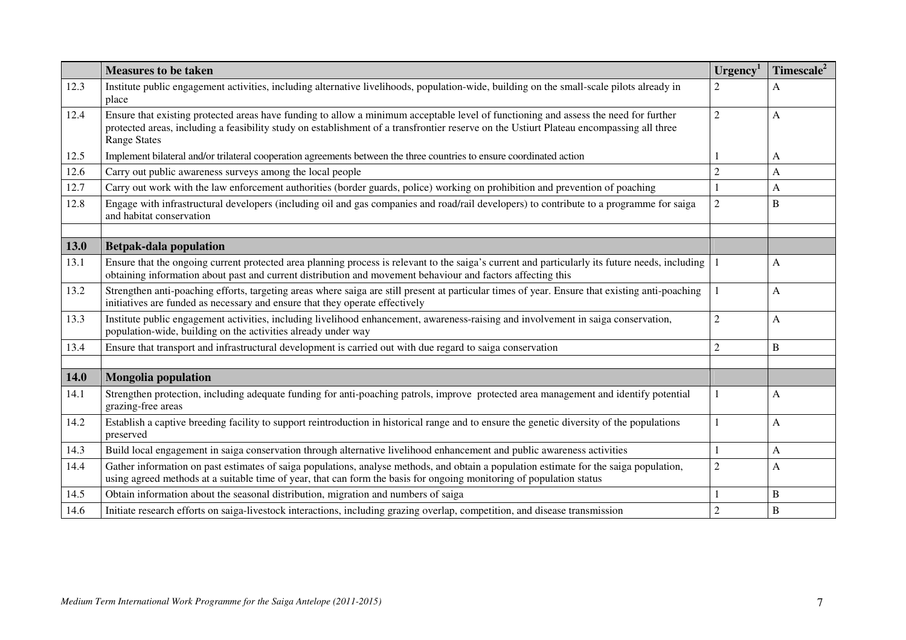| | Measures to be taken | Urgency[1] | Timescale[2] |
|---|---|---|---|
| 12.3 | Institute public engagement activities, including alternative livelihoods, population-wide, building on the small-scale pilots already in place | 2 | A |
| 12.4 | Ensure that existing protected areas have funding to allow a minimum acceptable level of functioning and assess the need for further protected areas, including a feasibility study on establishment of a transfrontier reserve on the Ustiurt Plateau encompassing all three Range States | 2 | A |
| 12.5 | Implement bilateral and/or trilateral cooperation agreements between the three countries to ensure coordinated action | 1 | A |
| 12.6 | Carry out public awareness surveys among the local people | 2 | A |
| 12.7 | Carry out work with the law enforcement authorities (border guards, police) working on prohibition and prevention of poaching | 1 | A |
| 12.8 | Engage with infrastructural developers (including oil and gas companies and road/rail developers) to contribute to a programme for saiga and habitat conservation | 2 | B |
| | | | |
| **13.0** | **Betpak-dala population** | | |
| 13.1 | Ensure that the ongoing current protected area planning process is relevant to the saiga's current and particularly its future needs, including obtaining information about past and current distribution and movement behaviour and factors affecting this | 1 | A |
| 13.2 | Strengthen anti-poaching efforts, targeting areas where saiga are still present at particular times of year. Ensure that existing anti-poaching initiatives are funded as necessary and ensure that they operate effectively | 1 | A |
| 13.3 | Institute public engagement activities, including livelihood enhancement, awareness-raising and involvement in saiga conservation, population-wide, building on the activities already under way | 2 | A |
| 13.4 | Ensure that transport and infrastructural development is carried out with due regard to saiga conservation | 2 | B |
| | | | |
| **14.0** | **Mongolia population** | | |
| 14.1 | Strengthen protection, including adequate funding for anti-poaching patrols, improve protected area management and identify potential grazing-free areas | 1 | A |
| 14.2 | Establish a captive breeding facility to support reintroduction in historical range and to ensure the genetic diversity of the populations preserved | 1 | A |
| 14.3 | Build local engagement in saiga conservation through alternative livelihood enhancement and public awareness activities | 1 | A |
| 14.4 | Gather information on past estimates of saiga populations, analyse methods, and obtain a population estimate for the saiga population, using agreed methods at a suitable time of year, that can form the basis for ongoing monitoring of population status | 2 | A |
| 14.5 | Obtain information about the seasonal distribution, migration and numbers of saiga | 1 | B |
| 14.6 | Initiate research efforts on saiga-livestock interactions, including grazing overlap, competition, and disease transmission | 2 | B |